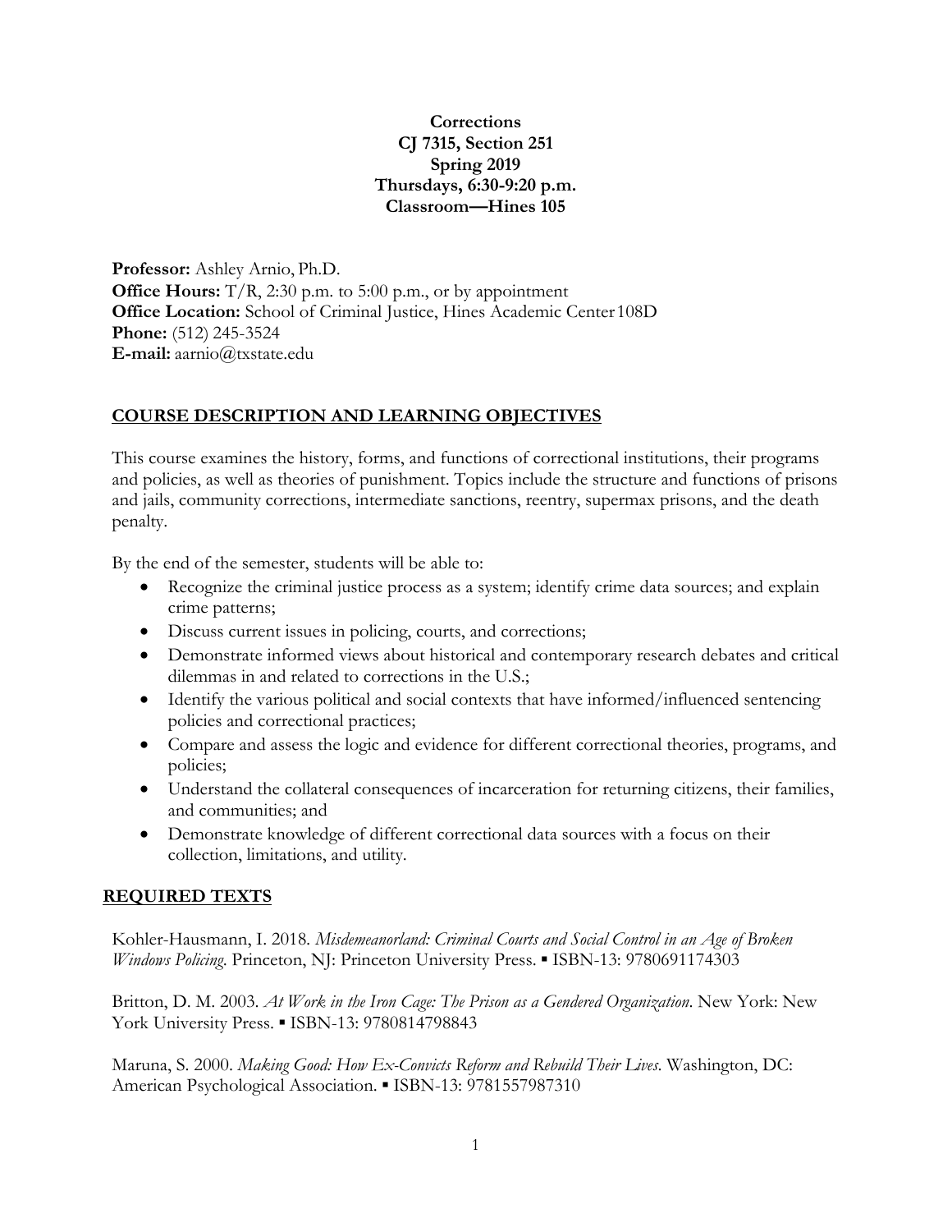**Corrections**
**CJ 7315, Section 251**
**Spring 2019**
**Thursdays, 6:30-9:20 p.m.**
**Classroom—Hines 105**

**Professor:** Ashley Arnio, Ph.D.
**Office Hours:** T/R, 2:30 p.m. to 5:00 p.m., or by appointment
**Office Location:** School of Criminal Justice, Hines Academic Center 108D
**Phone:** (512) 245-3524
**E-mail:** aarnio@txstate.edu

## COURSE DESCRIPTION AND LEARNING OBJECTIVES

This course examines the history, forms, and functions of correctional institutions, their programs and policies, as well as theories of punishment. Topics include the structure and functions of prisons and jails, community corrections, intermediate sanctions, reentry, supermax prisons, and the death penalty.

By the end of the semester, students will be able to:

- Recognize the criminal justice process as a system; identify crime data sources; and explain crime patterns;
- Discuss current issues in policing, courts, and corrections;
- Demonstrate informed views about historical and contemporary research debates and critical dilemmas in and related to corrections in the U.S.;
- Identify the various political and social contexts that have informed/influenced sentencing policies and correctional practices;
- Compare and assess the logic and evidence for different correctional theories, programs, and policies;
- Understand the collateral consequences of incarceration for returning citizens, their families, and communities; and
- Demonstrate knowledge of different correctional data sources with a focus on their collection, limitations, and utility.

## REQUIRED TEXTS

Kohler-Hausmann, I. 2018. *Misdemeanorland: Criminal Courts and Social Control in an Age of Broken Windows Policing*. Princeton, NJ: Princeton University Press. ▪ ISBN-13: 9780691174303

Britton, D. M. 2003. *At Work in the Iron Cage: The Prison as a Gendered Organization*. New York: New York University Press. ▪ ISBN-13: 9780814798843

Maruna, S. 2000. *Making Good: How Ex-Convicts Reform and Rebuild Their Lives*. Washington, DC: American Psychological Association. ▪ ISBN-13: 9781557987310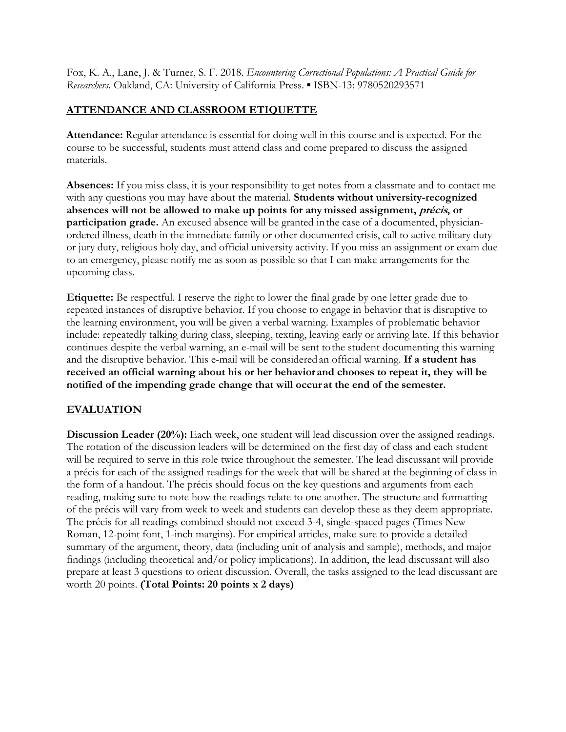Fox, K. A., Lane, J. & Turner, S. F. 2018. *Encountering Correctional Populations: A Practical Guide for Researchers.* Oakland, CA: University of California Press. ▪ ISBN-13: 9780520293571

## ATTENDANCE AND CLASSROOM ETIQUETTE

**Attendance:** Regular attendance is essential for doing well in this course and is expected. For the course to be successful, students must attend class and come prepared to discuss the assigned materials.

**Absences:** If you miss class, it is your responsibility to get notes from a classmate and to contact me with any questions you may have about the material. **Students without university-recognized absences will not be allowed to make up points for any missed assignment, *précis*, or participation grade.** An excused absence will be granted in the case of a documented, physician-ordered illness, death in the immediate family or other documented crisis, call to active military duty or jury duty, religious holy day, and official university activity. If you miss an assignment or exam due to an emergency, please notify me as soon as possible so that I can make arrangements for the upcoming class.

**Etiquette:** Be respectful. I reserve the right to lower the final grade by one letter grade due to repeated instances of disruptive behavior. If you choose to engage in behavior that is disruptive to the learning environment, you will be given a verbal warning. Examples of problematic behavior include: repeatedly talking during class, sleeping, texting, leaving early or arriving late. If this behavior continues despite the verbal warning, an e-mail will be sent to the student documenting this warning and the disruptive behavior. This e-mail will be considered an official warning. **If a student has received an official warning about his or her behavior and chooses to repeat it, they will be notified of the impending grade change that will occur at the end of the semester.**

## EVALUATION

**Discussion Leader (20%):** Each week, one student will lead discussion over the assigned readings. The rotation of the discussion leaders will be determined on the first day of class and each student will be required to serve in this role twice throughout the semester. The lead discussant will provide a précis for each of the assigned readings for the week that will be shared at the beginning of class in the form of a handout. The précis should focus on the key questions and arguments from each reading, making sure to note how the readings relate to one another. The structure and formatting of the précis will vary from week to week and students can develop these as they deem appropriate. The précis for all readings combined should not exceed 3-4, single-spaced pages (Times New Roman, 12-point font, 1-inch margins). For empirical articles, make sure to provide a detailed summary of the argument, theory, data (including unit of analysis and sample), methods, and major findings (including theoretical and/or policy implications). In addition, the lead discussant will also prepare at least 3 questions to orient discussion. Overall, the tasks assigned to the lead discussant are worth 20 points. **(Total Points: 20 points x 2 days)**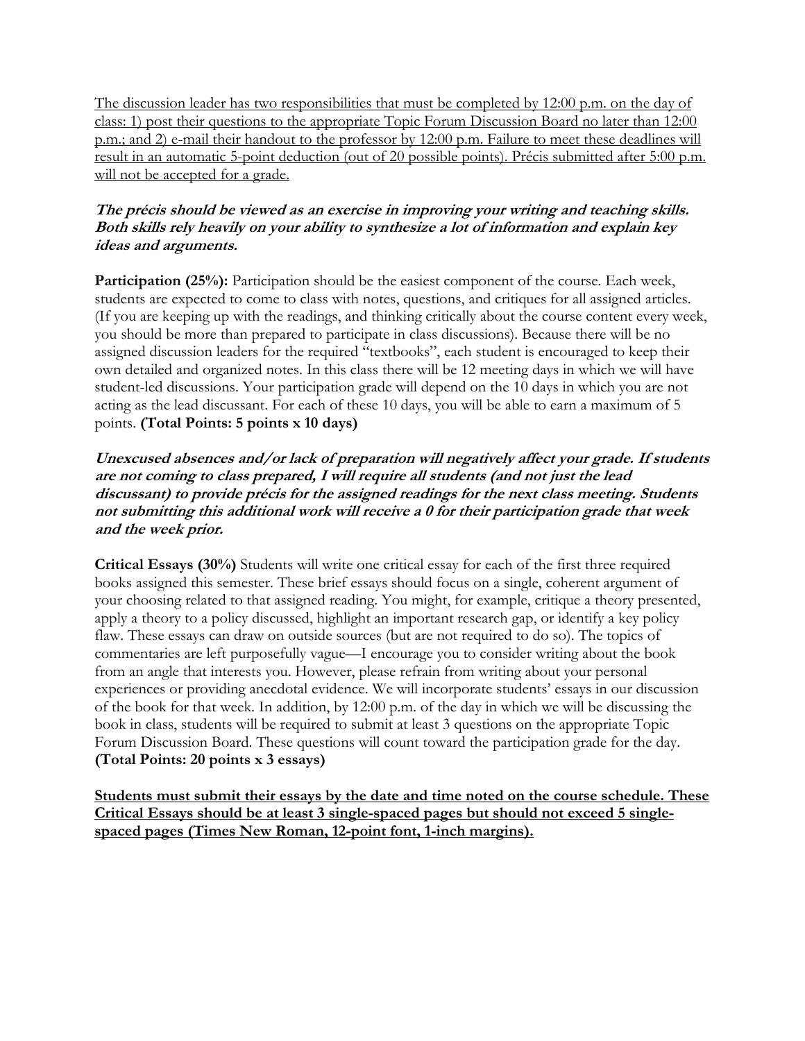<u>The discussion leader has two responsibilities that must be completed by 12:00 p.m. on the day of class: 1) post their questions to the appropriate Topic Forum Discussion Board no later than 12:00 p.m.; and 2) e-mail their handout to the professor by 12:00 p.m. Failure to meet these deadlines will result in an automatic 5-point deduction (out of 20 possible points). Précis submitted after 5:00 p.m. will not be accepted for a grade.</u>

***The précis should be viewed as an exercise in improving your writing and teaching skills. Both skills rely heavily on your ability to synthesize a lot of information and explain key ideas and arguments.***

**Participation (25%):** Participation should be the easiest component of the course. Each week, students are expected to come to class with notes, questions, and critiques for all assigned articles. (If you are keeping up with the readings, and thinking critically about the course content every week, you should be more than prepared to participate in class discussions). Because there will be no assigned discussion leaders for the required "textbooks", each student is encouraged to keep their own detailed and organized notes. In this class there will be 12 meeting days in which we will have student-led discussions. Your participation grade will depend on the 10 days in which you are not acting as the lead discussant. For each of these 10 days, you will be able to earn a maximum of 5 points. **(Total Points: 5 points x 10 days)**

***Unexcused absences and/or lack of preparation will negatively affect your grade. If students are not coming to class prepared, I will require all students (and not just the lead discussant) to provide précis for the assigned readings for the next class meeting. Students not submitting this additional work will receive a 0 for their participation grade that week and the week prior.***

**Critical Essays (30%)** Students will write one critical essay for each of the first three required books assigned this semester. These brief essays should focus on a single, coherent argument of your choosing related to that assigned reading. You might, for example, critique a theory presented, apply a theory to a policy discussed, highlight an important research gap, or identify a key policy flaw. These essays can draw on outside sources (but are not required to do so). The topics of commentaries are left purposefully vague—I encourage you to consider writing about the book from an angle that interests you. However, please refrain from writing about your personal experiences or providing anecdotal evidence. We will incorporate students' essays in our discussion of the book for that week. In addition, by 12:00 p.m. of the day in which we will be discussing the book in class, students will be required to submit at least 3 questions on the appropriate Topic Forum Discussion Board. These questions will count toward the participation grade for the day. **(Total Points: 20 points x 3 essays)**

<u>**Students must submit their essays by the date and time noted on the course schedule. These Critical Essays should be at least 3 single-spaced pages but should not exceed 5 single-spaced pages (Times New Roman, 12-point font, 1-inch margins).**</u>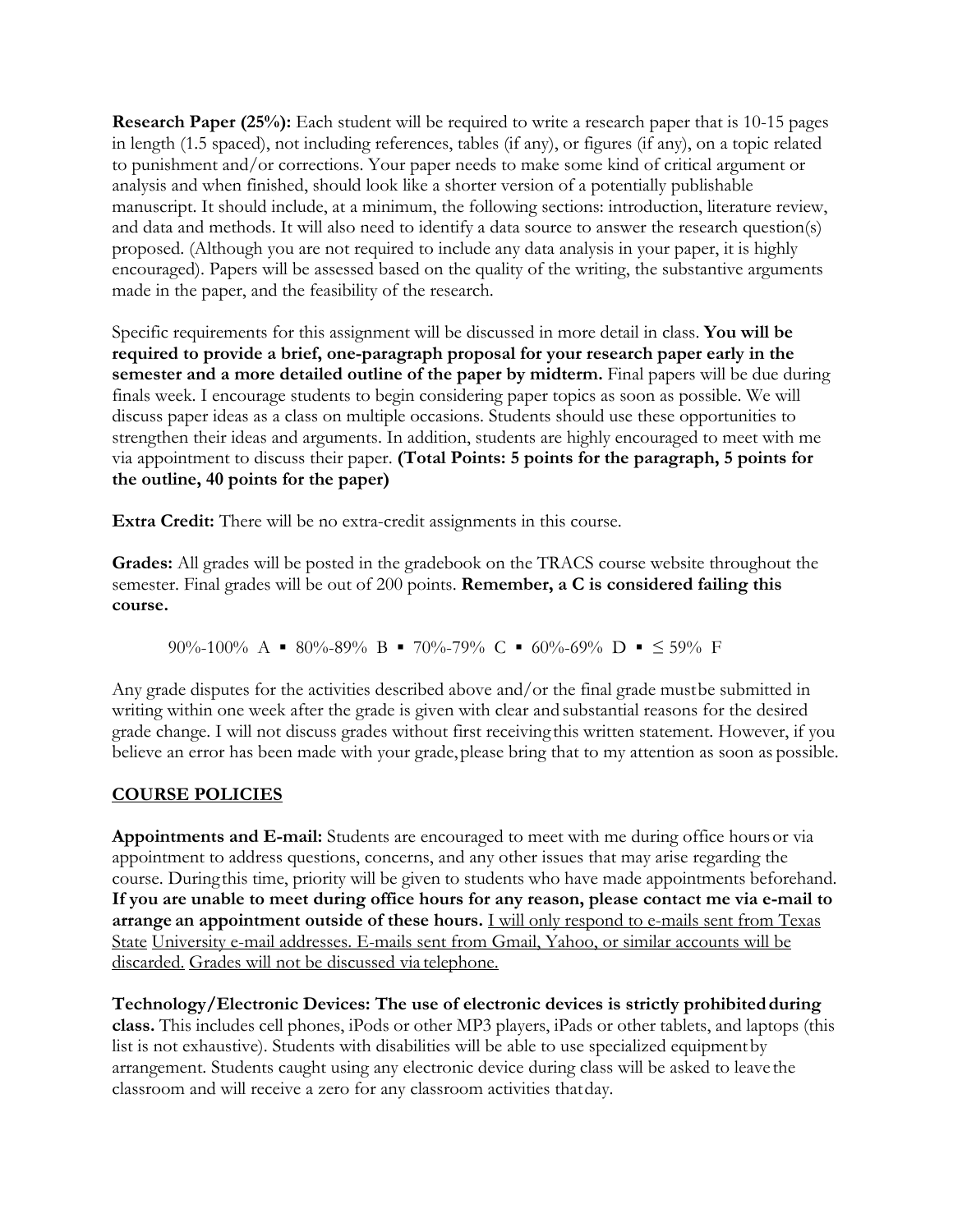**Research Paper (25%):** Each student will be required to write a research paper that is 10-15 pages in length (1.5 spaced), not including references, tables (if any), or figures (if any), on a topic related to punishment and/or corrections. Your paper needs to make some kind of critical argument or analysis and when finished, should look like a shorter version of a potentially publishable manuscript. It should include, at a minimum, the following sections: introduction, literature review, and data and methods. It will also need to identify a data source to answer the research question(s) proposed. (Although you are not required to include any data analysis in your paper, it is highly encouraged). Papers will be assessed based on the quality of the writing, the substantive arguments made in the paper, and the feasibility of the research.

Specific requirements for this assignment will be discussed in more detail in class. **You will be required to provide a brief, one-paragraph proposal for your research paper early in the semester and a more detailed outline of the paper by midterm.** Final papers will be due during finals week. I encourage students to begin considering paper topics as soon as possible. We will discuss paper ideas as a class on multiple occasions. Students should use these opportunities to strengthen their ideas and arguments. In addition, students are highly encouraged to meet with me via appointment to discuss their paper. **(Total Points: 5 points for the paragraph, 5 points for the outline, 40 points for the paper)**

**Extra Credit:** There will be no extra-credit assignments in this course.

**Grades:** All grades will be posted in the gradebook on the TRACS course website throughout the semester. Final grades will be out of 200 points. **Remember, a C is considered failing this course.**

90%-100% A ▪ 80%-89% B ▪ 70%-79% C ▪ 60%-69% D ▪ ≤ 59% F

Any grade disputes for the activities described above and/or the final grade must be submitted in writing within one week after the grade is given with clear and substantial reasons for the desired grade change. I will not discuss grades without first receiving this written statement. However, if you believe an error has been made with your grade, please bring that to my attention as soon as possible.

## COURSE POLICIES

**Appointments and E-mail:** Students are encouraged to meet with me during office hours or via appointment to address questions, concerns, and any other issues that may arise regarding the course. During this time, priority will be given to students who have made appointments beforehand. **If you are unable to meet during office hours for any reason, please contact me via e-mail to arrange an appointment outside of these hours.** I will only respond to e-mails sent from Texas State University e-mail addresses. E-mails sent from Gmail, Yahoo, or similar accounts will be discarded. Grades will not be discussed via telephone.

**Technology/Electronic Devices: The use of electronic devices is strictly prohibited during class.** This includes cell phones, iPods or other MP3 players, iPads or other tablets, and laptops (this list is not exhaustive). Students with disabilities will be able to use specialized equipment by arrangement. Students caught using any electronic device during class will be asked to leave the classroom and will receive a zero for any classroom activities that day.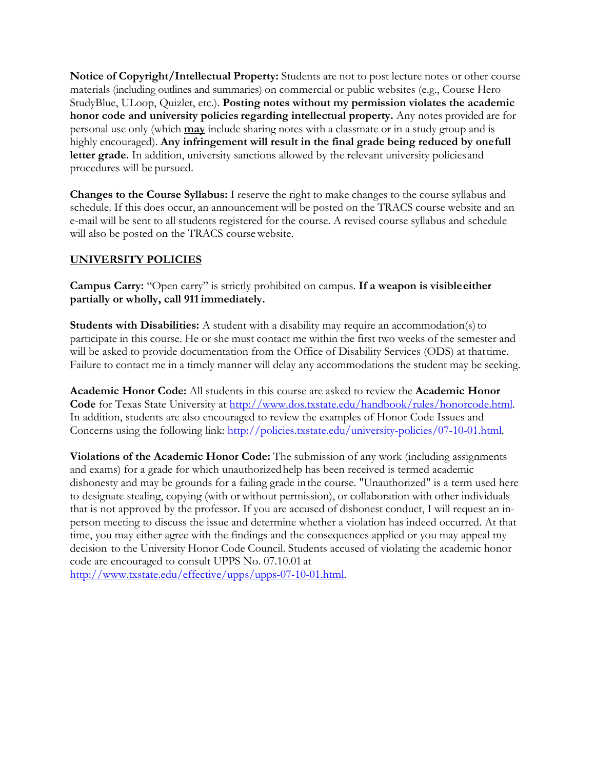**Notice of Copyright/Intellectual Property:** Students are not to post lecture notes or other course materials (including outlines and summaries) on commercial or public websites (e.g., Course Hero StudyBlue, ULoop, Quizlet, etc.). **Posting notes without my permission violates the academic honor code and university policies regarding intellectual property.** Any notes provided are for personal use only (which **may** include sharing notes with a classmate or in a study group and is highly encouraged). **Any infringement will result in the final grade being reduced by one full letter grade.** In addition, university sanctions allowed by the relevant university policies and procedures will be pursued.

**Changes to the Course Syllabus:** I reserve the right to make changes to the course syllabus and schedule. If this does occur, an announcement will be posted on the TRACS course website and an e-mail will be sent to all students registered for the course. A revised course syllabus and schedule will also be posted on the TRACS course website.

## UNIVERSITY POLICIES

**Campus Carry:** "Open carry" is strictly prohibited on campus. **If a weapon is visible either partially or wholly, call 911 immediately.**

**Students with Disabilities:** A student with a disability may require an accommodation(s) to participate in this course. He or she must contact me within the first two weeks of the semester and will be asked to provide documentation from the Office of Disability Services (ODS) at that time. Failure to contact me in a timely manner will delay any accommodations the student may be seeking.

**Academic Honor Code:** All students in this course are asked to review the **Academic Honor Code** for Texas State University at http://www.dos.txstate.edu/handbook/rules/honorcode.html. In addition, students are also encouraged to review the examples of Honor Code Issues and Concerns using the following link: http://policies.txstate.edu/university-policies/07-10-01.html.

**Violations of the Academic Honor Code:** The submission of any work (including assignments and exams) for a grade for which unauthorized help has been received is termed academic dishonesty and may be grounds for a failing grade in the course. "Unauthorized" is a term used here to designate stealing, copying (with or without permission), or collaboration with other individuals that is not approved by the professor. If you are accused of dishonest conduct, I will request an in-person meeting to discuss the issue and determine whether a violation has indeed occurred. At that time, you may either agree with the findings and the consequences applied or you may appeal my decision to the University Honor Code Council. Students accused of violating the academic honor code are encouraged to consult UPPS No. 07.10.01 at http://www.txstate.edu/effective/upps/upps-07-10-01.html.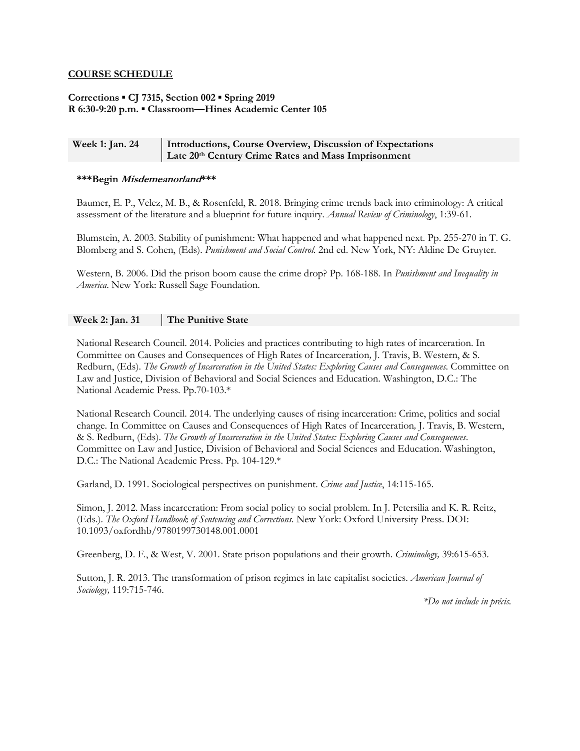## COURSE SCHEDULE

**Corrections ▪ CJ 7315, Section 002 ▪ Spring 2019**
**R 6:30-9:20 p.m. ▪ Classroom—Hines Academic Center 105**

| Week 1: Jan. 24 | Introductions, Course Overview, Discussion of Expectations<br>Late 20th Century Crime Rates and Mass Imprisonment |
|---|---|

**\*\*\*Begin *Misdemeanorland*\*\*\***

Baumer, E. P., Velez, M. B., & Rosenfeld, R. 2018. Bringing crime trends back into criminology: A critical assessment of the literature and a blueprint for future inquiry. *Annual Review of Criminology*, 1:39-61.

Blumstein, A. 2003. Stability of punishment: What happened and what happened next. Pp. 255-270 in T. G. Blomberg and S. Cohen, (Eds). *Punishment and Social Control.* 2nd ed. New York, NY: Aldine De Gruyter.

Western, B. 2006. Did the prison boom cause the crime drop? Pp. 168-188. In *Punishment and Inequality in America*. New York: Russell Sage Foundation.

| Week 2: Jan. 31 | The Punitive State |
|---|---|

National Research Council. 2014. Policies and practices contributing to high rates of incarceration. In Committee on Causes and Consequences of High Rates of Incarceration*,* J. Travis, B. Western, & S. Redburn, (Eds). *The Growth of Incarceration in the United States: Exploring Causes and Consequences.* Committee on Law and Justice, Division of Behavioral and Social Sciences and Education. Washington, D.C.: The National Academic Press. Pp.70-103.*

National Research Council. 2014. The underlying causes of rising incarceration: Crime, politics and social change. In Committee on Causes and Consequences of High Rates of Incarceration*,* J. Travis, B. Western, & S. Redburn, (Eds). *The Growth of Incarceration in the United States: Exploring Causes and Consequences*. Committee on Law and Justice, Division of Behavioral and Social Sciences and Education. Washington, D.C.: The National Academic Press. Pp. 104-129.*

Garland, D. 1991. Sociological perspectives on punishment. *Crime and Justice*, 14:115-165.

Simon, J. 2012. Mass incarceration: From social policy to social problem. In J. Petersilia and K. R. Reitz, (Eds.). *The Oxford Handbook of Sentencing and Corrections*. New York: Oxford University Press. DOI: 10.1093/oxfordhb/9780199730148.001.0001

Greenberg, D. F., & West, V. 2001. State prison populations and their growth. *Criminology,* 39:615-653.

Sutton, J. R. 2013. The transformation of prison regimes in late capitalist societies. *American Journal of Sociology,* 119:715-746.

*\*Do not include in précis.*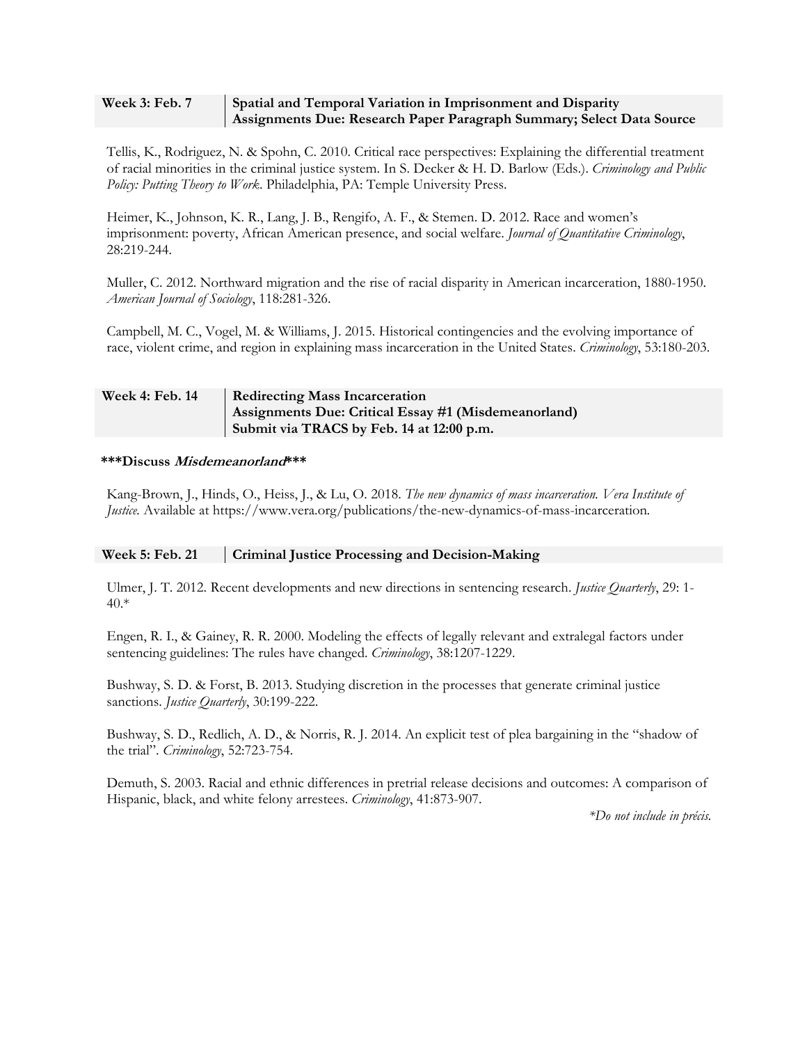| **Week 3: Feb. 7** | **Spatial and Temporal Variation in Imprisonment and Disparity** **Assignments Due: Research Paper Paragraph Summary; Select Data Source** |
|---|---|

Tellis, K., Rodriguez, N. & Spohn, C. 2010. Critical race perspectives: Explaining the differential treatment of racial minorities in the criminal justice system. In S. Decker & H. D. Barlow (Eds.). *Criminology and Public Policy: Putting Theory to Work*. Philadelphia, PA: Temple University Press.

Heimer, K., Johnson, K. R., Lang, J. B., Rengifo, A. F., & Stemen. D. 2012. Race and women's imprisonment: poverty, African American presence, and social welfare. *Journal of Quantitative Criminology*, 28:219-244.

Muller, C. 2012. Northward migration and the rise of racial disparity in American incarceration, 1880-1950. *American Journal of Sociology*, 118:281-326.

Campbell, M. C., Vogel, M. & Williams, J. 2015. Historical contingencies and the evolving importance of race, violent crime, and region in explaining mass incarceration in the United States. *Criminology*, 53:180-203.

| **Week 4: Feb. 14** | **Redirecting Mass Incarceration** **Assignments Due: Critical Essay #1 (Misdemeanorland)** **Submit via TRACS by Feb. 14 at 12:00 p.m.** |
|---|---|

**\*\*\*Discuss *Misdemeanorland*\*\*\***

Kang-Brown, J., Hinds, O., Heiss, J., & Lu, O. 2018. *The new dynamics of mass incarceration. Vera Institute of Justice.* Available at https://www.vera.org/publications/the-new-dynamics-of-mass-incarceration.

| **Week 5: Feb. 21** | **Criminal Justice Processing and Decision-Making** |
|---|---|

Ulmer, J. T. 2012. Recent developments and new directions in sentencing research. *Justice Quarterly*, 29: 1-40.*

Engen, R. I., & Gainey, R. R. 2000. Modeling the effects of legally relevant and extralegal factors under sentencing guidelines: The rules have changed. *Criminology*, 38:1207-1229.

Bushway, S. D. & Forst, B. 2013. Studying discretion in the processes that generate criminal justice sanctions. *Justice Quarterly*, 30:199-222.

Bushway, S. D., Redlich, A. D., & Norris, R. J. 2014. An explicit test of plea bargaining in the "shadow of the trial". *Criminology*, 52:723-754.

Demuth, S. 2003. Racial and ethnic differences in pretrial release decisions and outcomes: A comparison of Hispanic, black, and white felony arrestees. *Criminology*, 41:873-907.

*\*Do not include in précis.*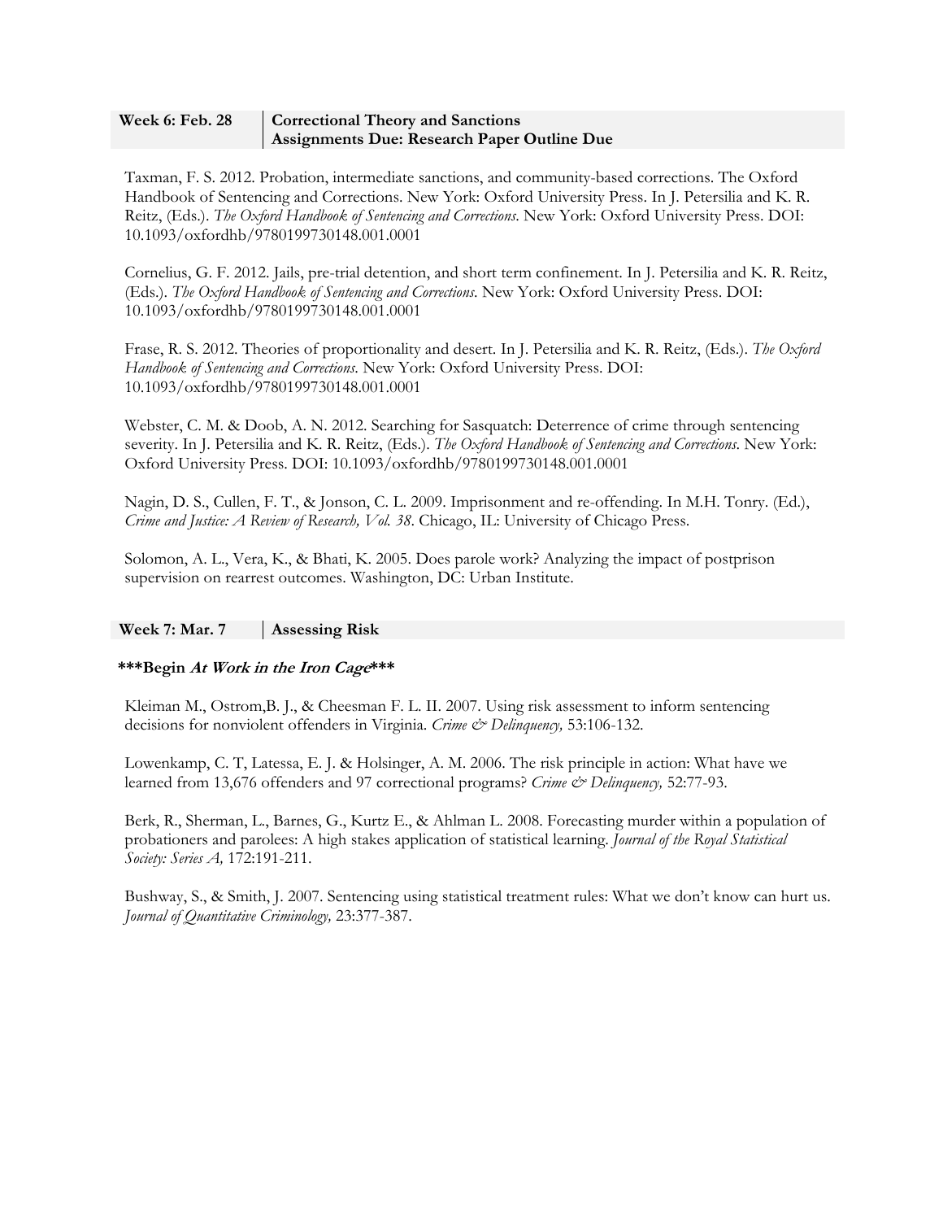| Week 6: Feb. 28 | Correctional Theory and Sanctions<br>Assignments Due: Research Paper Outline Due |
|---|---|

Taxman, F. S. 2012. Probation, intermediate sanctions, and community-based corrections. The Oxford Handbook of Sentencing and Corrections. New York: Oxford University Press. In J. Petersilia and K. R. Reitz, (Eds.). *The Oxford Handbook of Sentencing and Corrections*. New York: Oxford University Press. DOI: 10.1093/oxfordhb/9780199730148.001.0001

Cornelius, G. F. 2012. Jails, pre-trial detention, and short term confinement. In J. Petersilia and K. R. Reitz, (Eds.). *The Oxford Handbook of Sentencing and Corrections*. New York: Oxford University Press. DOI: 10.1093/oxfordhb/9780199730148.001.0001

Frase, R. S. 2012. Theories of proportionality and desert. In J. Petersilia and K. R. Reitz, (Eds.). *The Oxford Handbook of Sentencing and Corrections*. New York: Oxford University Press. DOI: 10.1093/oxfordhb/9780199730148.001.0001

Webster, C. M. & Doob, A. N. 2012. Searching for Sasquatch: Deterrence of crime through sentencing severity. In J. Petersilia and K. R. Reitz, (Eds.). *The Oxford Handbook of Sentencing and Corrections*. New York: Oxford University Press. DOI: 10.1093/oxfordhb/9780199730148.001.0001

Nagin, D. S., Cullen, F. T., & Jonson, C. L. 2009. Imprisonment and re-offending. In M.H. Tonry. (Ed.), *Crime and Justice: A Review of Research, Vol. 38*. Chicago, IL: University of Chicago Press.

Solomon, A. L., Vera, K., & Bhati, K. 2005. Does parole work? Analyzing the impact of postprison supervision on rearrest outcomes. Washington, DC: Urban Institute.

| Week 7: Mar. 7 | Assessing Risk |
|---|---|

**\*\*\*Begin *At Work in the Iron Cage*\*\*\***

Kleiman M., Ostrom,B. J., & Cheesman F. L. II. 2007. Using risk assessment to inform sentencing decisions for nonviolent offenders in Virginia. *Crime & Delinquency,* 53:106-132.

Lowenkamp, C. T, Latessa, E. J. & Holsinger, A. M. 2006. The risk principle in action: What have we learned from 13,676 offenders and 97 correctional programs? *Crime & Delinquency,* 52:77-93.

Berk, R., Sherman, L., Barnes, G., Kurtz E., & Ahlman L. 2008. Forecasting murder within a population of probationers and parolees: A high stakes application of statistical learning. *Journal of the Royal Statistical Society: Series A,* 172:191-211.

Bushway, S., & Smith, J. 2007. Sentencing using statistical treatment rules: What we don't know can hurt us. *Journal of Quantitative Criminology,* 23:377-387.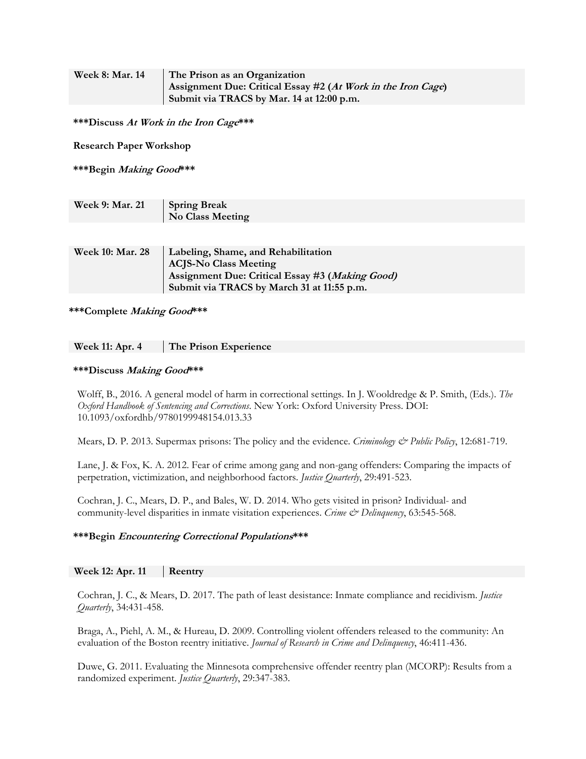| Week 8: Mar. 14 | **The Prison as an Organization**<br>**Assignment Due: Critical Essay #2 (*At Work in the Iron Cage*)**<br>**Submit via TRACS by Mar. 14 at 12:00 p.m.** |
|---|---|

**\*\*\*Discuss *At Work in the Iron Cage*\*\*\***

**Research Paper Workshop**

**\*\*\*Begin *Making Good*\*\*\***

| Week 9: Mar. 21 | **Spring Break**<br>**No Class Meeting** |
|---|---|

| Week 10: Mar. 28 | **Labeling, Shame, and Rehabilitation**<br>**ACJS-No Class Meeting**<br>**Assignment Due: Critical Essay #3 (*Making Good*)**<br>**Submit via TRACS by March 31 at 11:55 p.m.** |
|---|---|

**\*\*\*Complete *Making Good*\*\*\***

| Week 11: Apr. 4 | **The Prison Experience** |
|---|---|

**\*\*\*Discuss *Making Good*\*\*\***

Wolff, B., 2016. A general model of harm in correctional settings. In J. Wooldredge & P. Smith, (Eds.). *The Oxford Handbook of Sentencing and Corrections*. New York: Oxford University Press. DOI: 10.1093/oxfordhb/9780199948154.013.33

Mears, D. P. 2013. Supermax prisons: The policy and the evidence. *Criminology & Public Policy*, 12:681-719.

Lane, J. & Fox, K. A. 2012. Fear of crime among gang and non-gang offenders: Comparing the impacts of perpetration, victimization, and neighborhood factors. *Justice Quarterly*, 29:491-523.

Cochran, J. C., Mears, D. P., and Bales, W. D. 2014. Who gets visited in prison? Individual- and community-level disparities in inmate visitation experiences. *Crime & Delinquency*, 63:545-568.

**\*\*\*Begin *Encountering Correctional Populations*\*\*\***

| Week 12: Apr. 11 | **Reentry** |
|---|---|

Cochran, J. C., & Mears, D. 2017. The path of least desistance: Inmate compliance and recidivism. *Justice Quarterly*, 34:431-458.

Braga, A., Piehl, A. M., & Hureau, D. 2009. Controlling violent offenders released to the community: An evaluation of the Boston reentry initiative. *Journal of Research in Crime and Delinquency*, 46:411-436.

Duwe, G. 2011. Evaluating the Minnesota comprehensive offender reentry plan (MCORP): Results from a randomized experiment. *Justice Quarterly*, 29:347-383.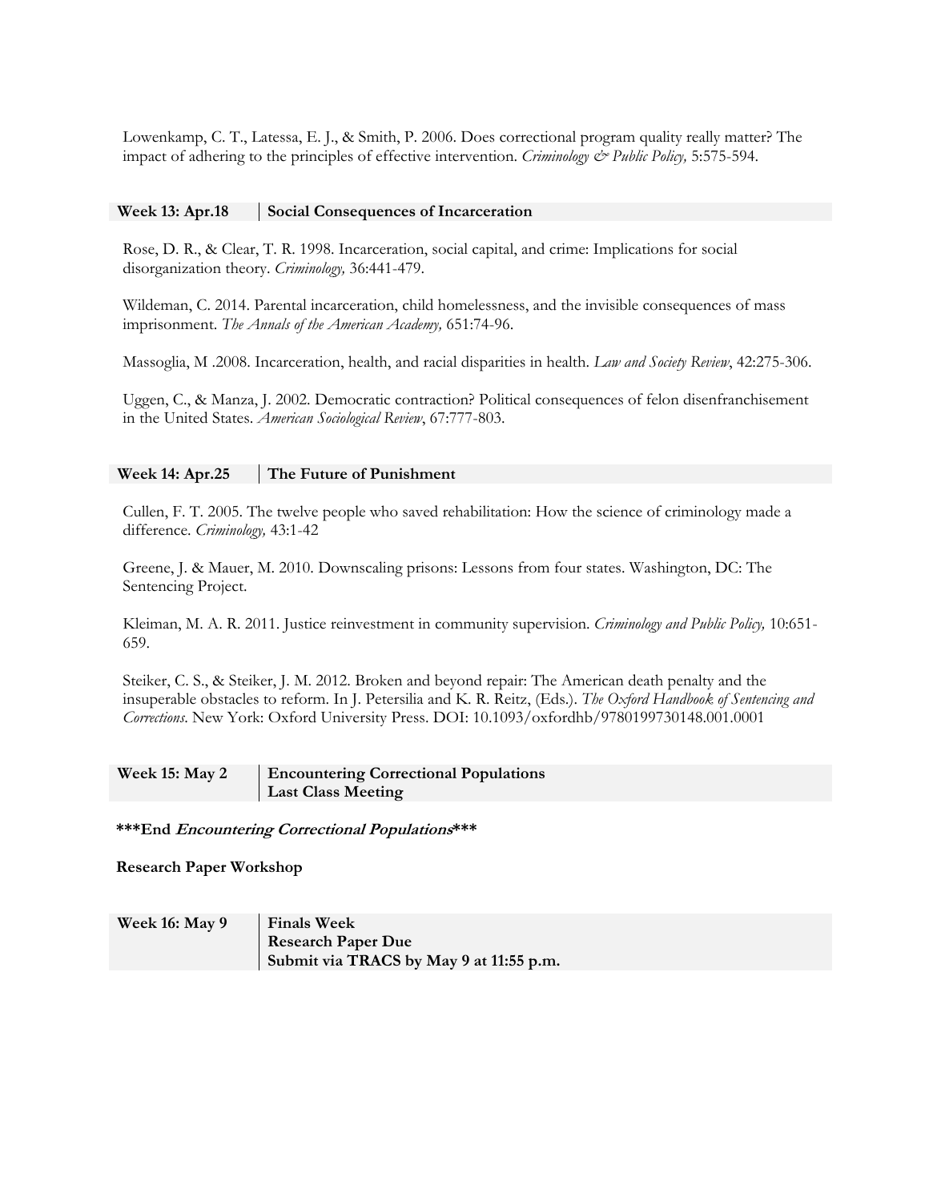Lowenkamp, C. T., Latessa, E. J., & Smith, P. 2006. Does correctional program quality really matter? The impact of adhering to the principles of effective intervention. *Criminology & Public Policy,* 5:575-594.

| Week 13: Apr.18 | Social Consequences of Incarceration |
|---|---|

Rose, D. R., & Clear, T. R. 1998. Incarceration, social capital, and crime: Implications for social disorganization theory. *Criminology,* 36:441-479.

Wildeman, C. 2014. Parental incarceration, child homelessness, and the invisible consequences of mass imprisonment. *The Annals of the American Academy,* 651:74-96.

Massoglia, M .2008. Incarceration, health, and racial disparities in health. *Law and Society Review*, 42:275-306.

Uggen, C., & Manza, J. 2002. Democratic contraction? Political consequences of felon disenfranchisement in the United States. *American Sociological Review*, 67:777-803.

| Week 14: Apr.25 | The Future of Punishment |
|---|---|

Cullen, F. T. 2005. The twelve people who saved rehabilitation: How the science of criminology made a difference. *Criminology,* 43:1-42

Greene, J. & Mauer, M. 2010. Downscaling prisons: Lessons from four states. Washington, DC: The Sentencing Project.

Kleiman, M. A. R. 2011. Justice reinvestment in community supervision. *Criminology and Public Policy,* 10:651-659.

Steiker, C. S., & Steiker, J. M. 2012. Broken and beyond repair: The American death penalty and the insuperable obstacles to reform. In J. Petersilia and K. R. Reitz, (Eds.). *The Oxford Handbook of Sentencing and Corrections*. New York: Oxford University Press. DOI: 10.1093/oxfordhb/9780199730148.001.0001

| Week 15: May 2 | Encountering Correctional Populations<br>Last Class Meeting |
|---|---|

**\*\*\*End *Encountering Correctional Populations*\*\*\***

**Research Paper Workshop**

| Week 16: May 9 | Finals Week<br>Research Paper Due<br>Submit via TRACS by May 9 at 11:55 p.m. |
|---|---|